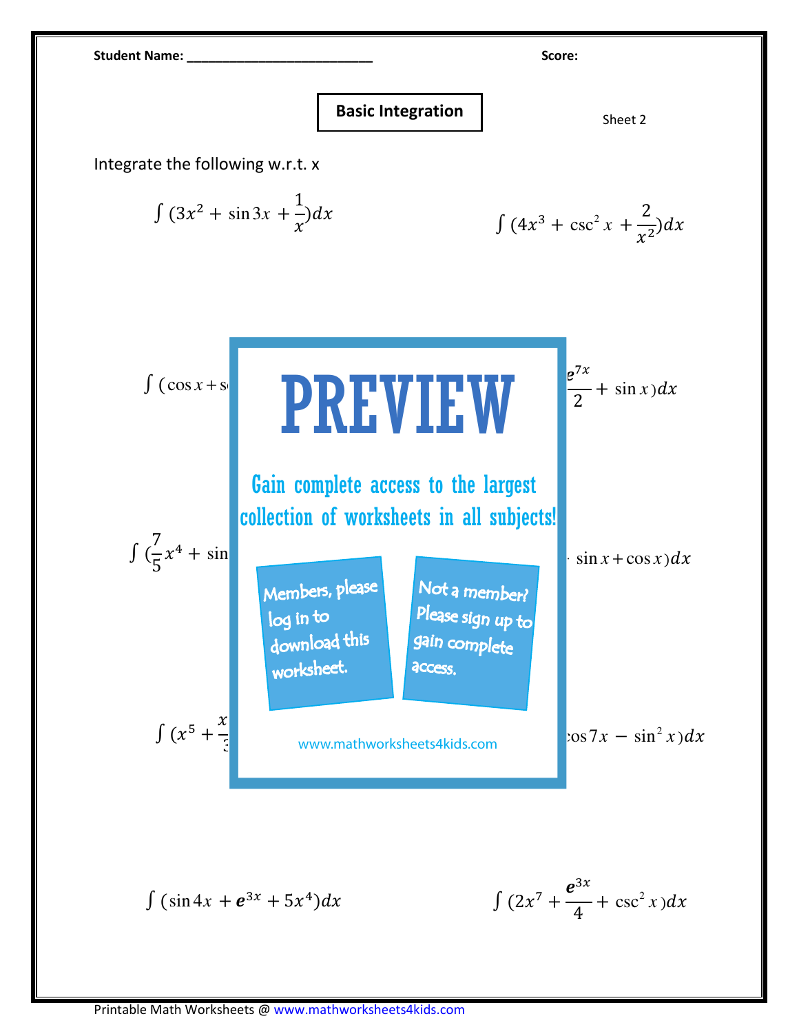**Student Name:** ___________________________ **Score:**

## Basic Integration

Sheet 2

Integrate the following w.r.t. x

$$\int (3x^2 + \sin 3x + \frac{1}{x})dx$$

$$\int (4x^3 + \csc^2 x + \frac{2}{x^2})dx$$

$\int (\cos x + \text{s}$ ... ... $\frac{e^{7x}}{2} + \sin x)dx$

$\int (\frac{7}{5}x^4 + \sin$ ... ... $\sin x + \cos x)dx$

$\int (x^5 + \frac{x}{3}$ ... ... $\cos 7x - \sin^2 x)dx$

# PREVIEW

Gain complete access to the largest collection of worksheets in all subjects!

Members, please log in to download this worksheet.

Not a member? Please sign up to gain complete access.

www.mathworksheets4kids.com

$$\int (\sin 4x + e^{3x} + 5x^4)dx$$

$$\int (2x^7 + \frac{e^{3x}}{4} + \csc^2 x)dx$$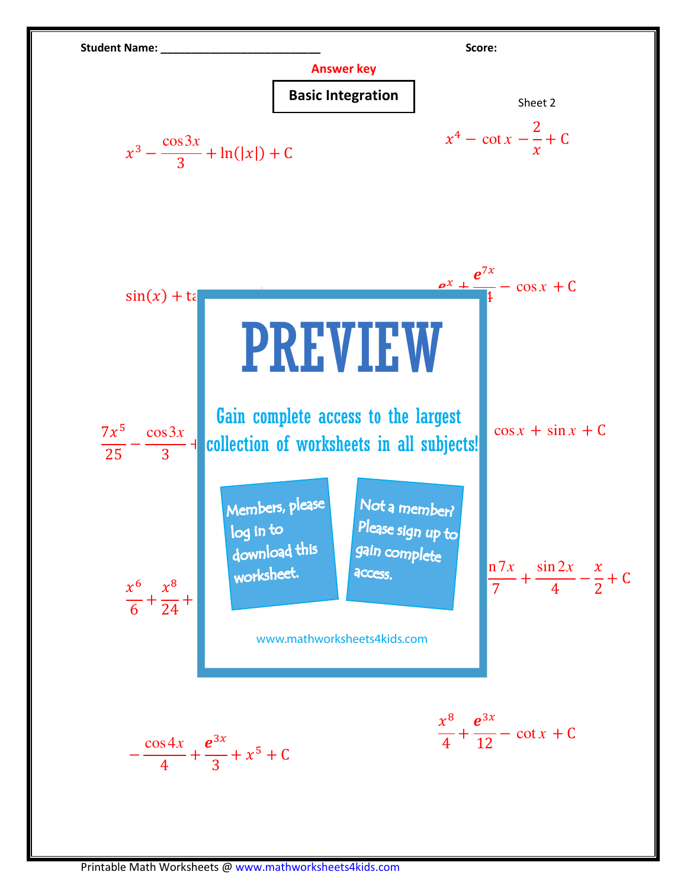**Student Name:** ___________________________ **Score:**

Answer key

**Basic Integration**

Sheet 2

$x^3 - \frac{\cos 3x}{3} + \ln(|x|) + C$

$x^4 - \cot x - \frac{2}{x} + C$

$\sin(x) + \text{ta}$

$e^x + \frac{e^{7x}}{\ 4} - \cos x + C$

PREVIEW

Gain complete access to the largest collection of worksheets in all subjects!

Members, please log in to download this worksheet.

Not a member? Please sign up to gain complete access.

www.mathworksheets4kids.com

$\frac{7x^5}{25} - \frac{\cos 3x}{3} +$

$\cos x + \sin x + C$

$\frac{x^6}{6} + \frac{x^8}{24} +$

$\frac{\text{n}\, 7x}{7} + \frac{\sin 2x}{4} - \frac{x}{2} + C$

$-\frac{\cos 4x}{4} + \frac{e^{3x}}{3} + x^5 + C$

$\frac{x^8}{4} + \frac{e^{3x}}{12} - \cot x + C$

Printable Math Worksheets @ www.mathworksheets4kids.com